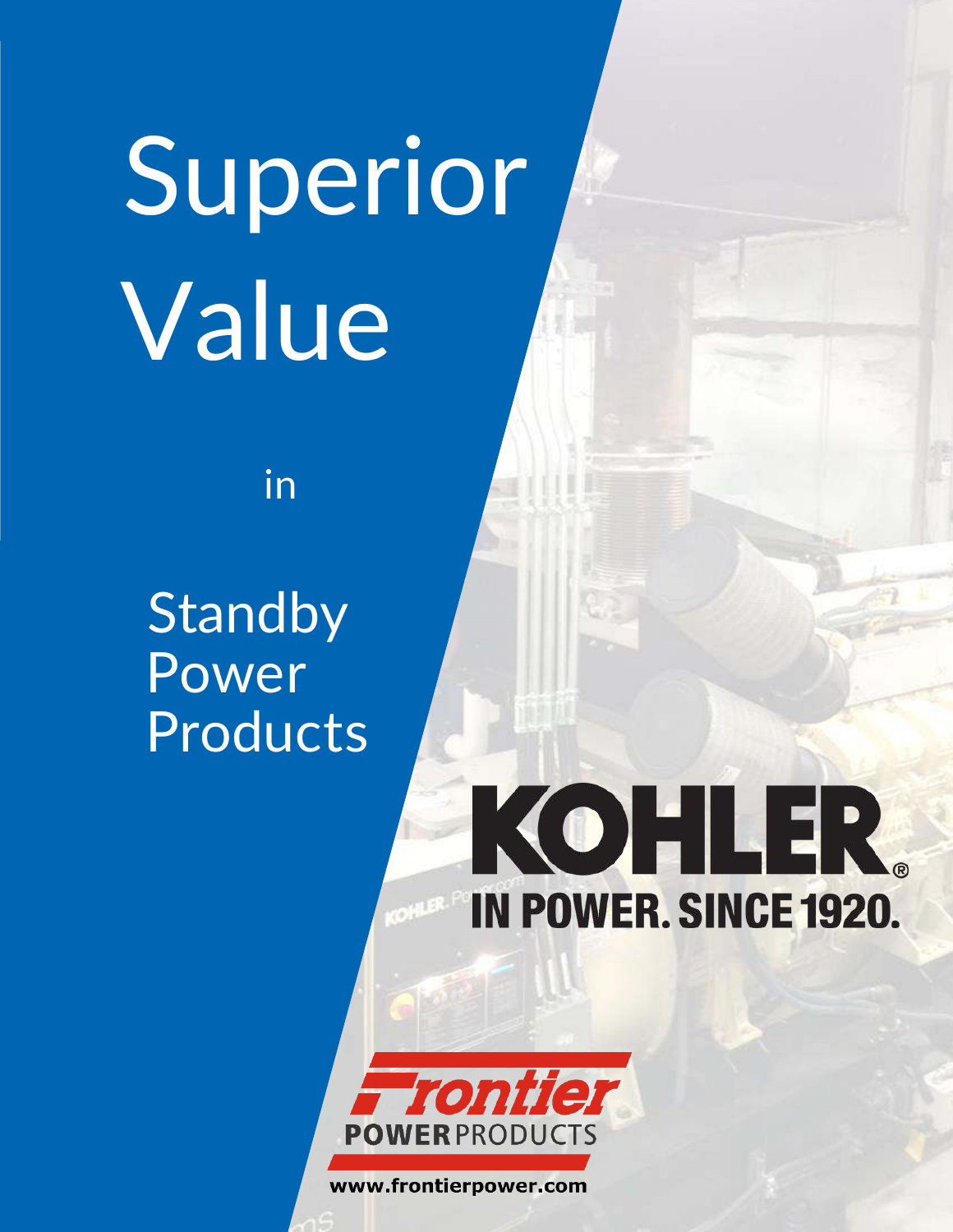# Superior Value

in

## Standby Power Products

KOHLER®

IN POWER. SINCE 1920.

Frontier POWER PRODUCTS

www.frontierpower.com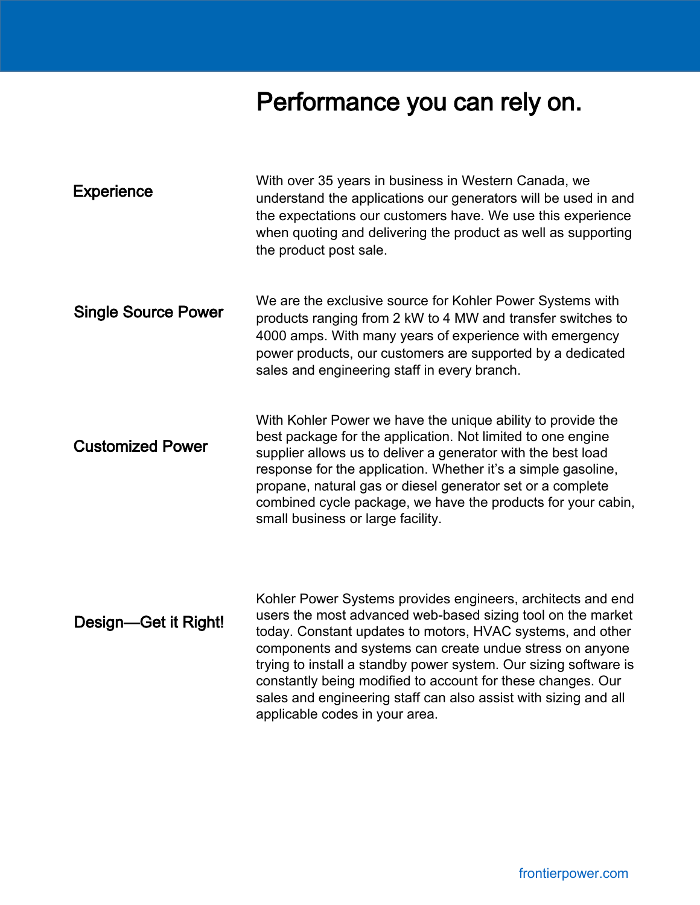# Performance you can rely on.

## Experience

With over 35 years in business in Western Canada, we understand the applications our generators will be used in and the expectations our customers have. We use this experience when quoting and delivering the product as well as supporting the product post sale.

## Single Source Power

We are the exclusive source for Kohler Power Systems with products ranging from 2 kW to 4 MW and transfer switches to 4000 amps. With many years of experience with emergency power products, our customers are supported by a dedicated sales and engineering staff in every branch.

## Customized Power

With Kohler Power we have the unique ability to provide the best package for the application. Not limited to one engine supplier allows us to deliver a generator with the best load response for the application. Whether it's a simple gasoline, propane, natural gas or diesel generator set or a complete combined cycle package, we have the products for your cabin, small business or large facility.

## Design—Get it Right!

Kohler Power Systems provides engineers, architects and end users the most advanced web-based sizing tool on the market today. Constant updates to motors, HVAC systems, and other components and systems can create undue stress on anyone trying to install a standby power system. Our sizing software is constantly being modified to account for these changes. Our sales and engineering staff can also assist with sizing and all applicable codes in your area.

frontierpower.com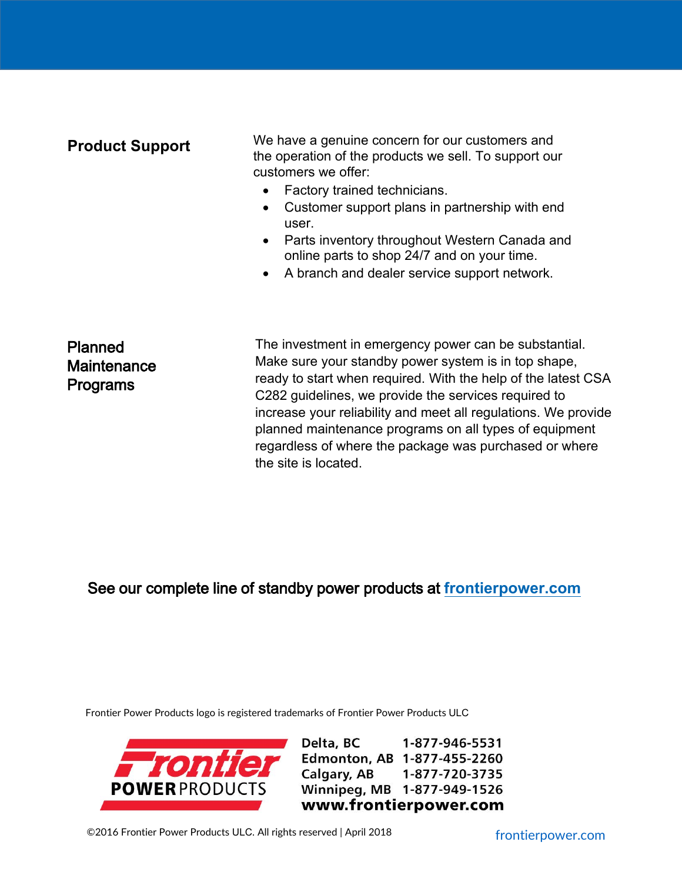## Product Support

We have a genuine concern for our customers and the operation of the products we sell. To support our customers we offer:

- Factory trained technicians.
- Customer support plans in partnership with end user.
- Parts inventory throughout Western Canada and online parts to shop 24/7 and on your time.
- A branch and dealer service support network.

## Planned Maintenance Programs

The investment in emergency power can be substantial. Make sure your standby power system is in top shape, ready to start when required. With the help of the latest CSA C282 guidelines, we provide the services required to increase your reliability and meet all regulations. We provide planned maintenance programs on all types of equipment regardless of where the package was purchased or where the site is located.

**See our complete line of standby power products at [frontierpower.com](frontierpower.com)**

Frontier Power Products logo is registered trademarks of Frontier Power Products ULC

Frontier POWER PRODUCTS

| | |
|---|---|
| Delta, BC | 1-877-946-5531 |
| Edmonton, AB | 1-877-455-2260 |
| Calgary, AB | 1-877-720-3735 |
| Winnipeg, MB | 1-877-949-1526 |

**www.frontierpower.com**

©2016 Frontier Power Products ULC. All rights reserved | April 2018

frontierpower.com